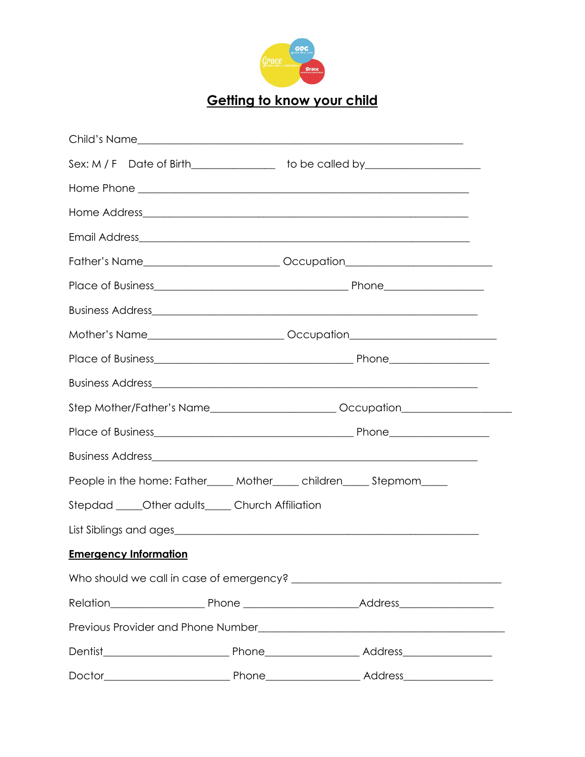## Getting to know your child

Child's Name_______________________________________________________________

Sex: M / F   Date of Birth_______________   to be called by_____________________

Home Phone ______________________________________________________________

Home Address_____________________________________________________________

Email Address_____________________________________________________________

Father's Name_________________________ Occupation__________________________

Place of Business___________________________________ Phone_________________

Business Address___________________________________________________________

Mother's Name_________________________ Occupation__________________________

Place of Business___________________________________ Phone_________________

Business Address___________________________________________________________

Step Mother/Father's Name______________________ Occupation___________________

Place of Business___________________________________ Phone_________________

Business Address___________________________________________________________

People in the home: Father_____ Mother_____ children_____ Stepmom_____

Stepdad _____Other adults_____ Church Affiliation

List Siblings and ages_______________________________________________________

**Emergency Information**

Who should we call in case of emergency? ______________________________________

Relation_________________ Phone _____________________Address_________________

Previous Provider and Phone Number_____________________________________________

Dentist______________________ Phone_________________ Address________________

Doctor______________________ Phone_________________ Address________________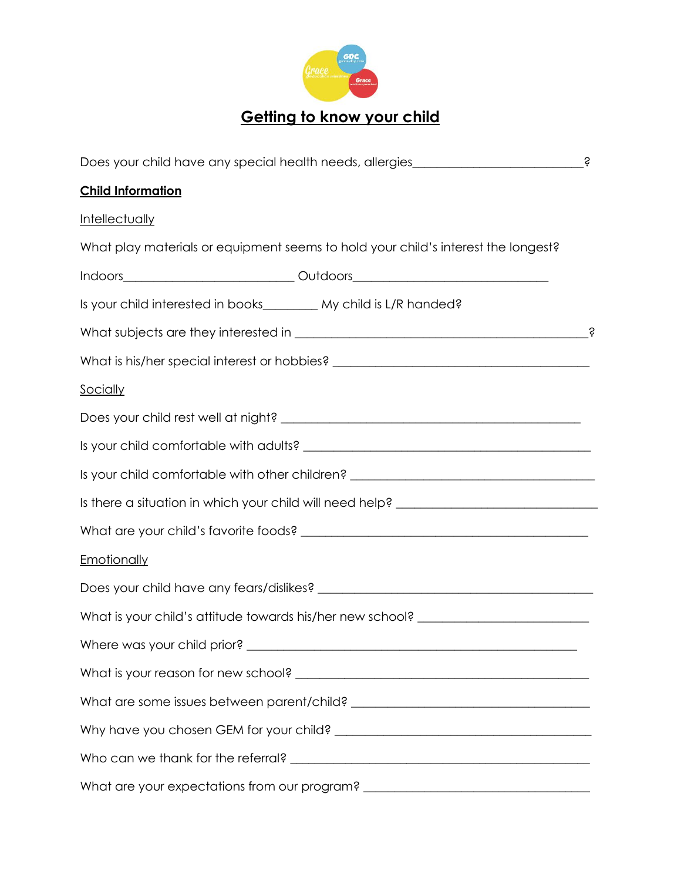# Getting to know your child

Does your child have any special health needs, allergies_____________________________?

## Child Information

Intellectually

What play materials or equipment seems to hold your child's interest the longest?

Indoors___________________________ Outdoors________________________________

Is your child interested in books_________ My child is L/R handed?

What subjects are they interested in ________________________________________________?

What is his/her special interest or hobbies? ____________________________________________

Socially

Does your child rest well at night? ___________________________________________________

Is your child comfortable with adults? _________________________________________________

Is your child comfortable with other children? __________________________________________

Is there a situation in which your child will need help? _________________________________

What are your child's favorite foods? _________________________________________________

Emotionally

Does your child have any fears/dislikes? ______________________________________________

What is your child's attitude towards his/her new school? ____________________________

Where was your child prior? _________________________________________________________

What is your reason for new school? __________________________________________________

What are some issues between parent/child? ___________________________________________

Why have you chosen GEM for your child? _____________________________________________

Who can we thank for the referral? ___________________________________________________

What are your expectations from our program? _________________________________________